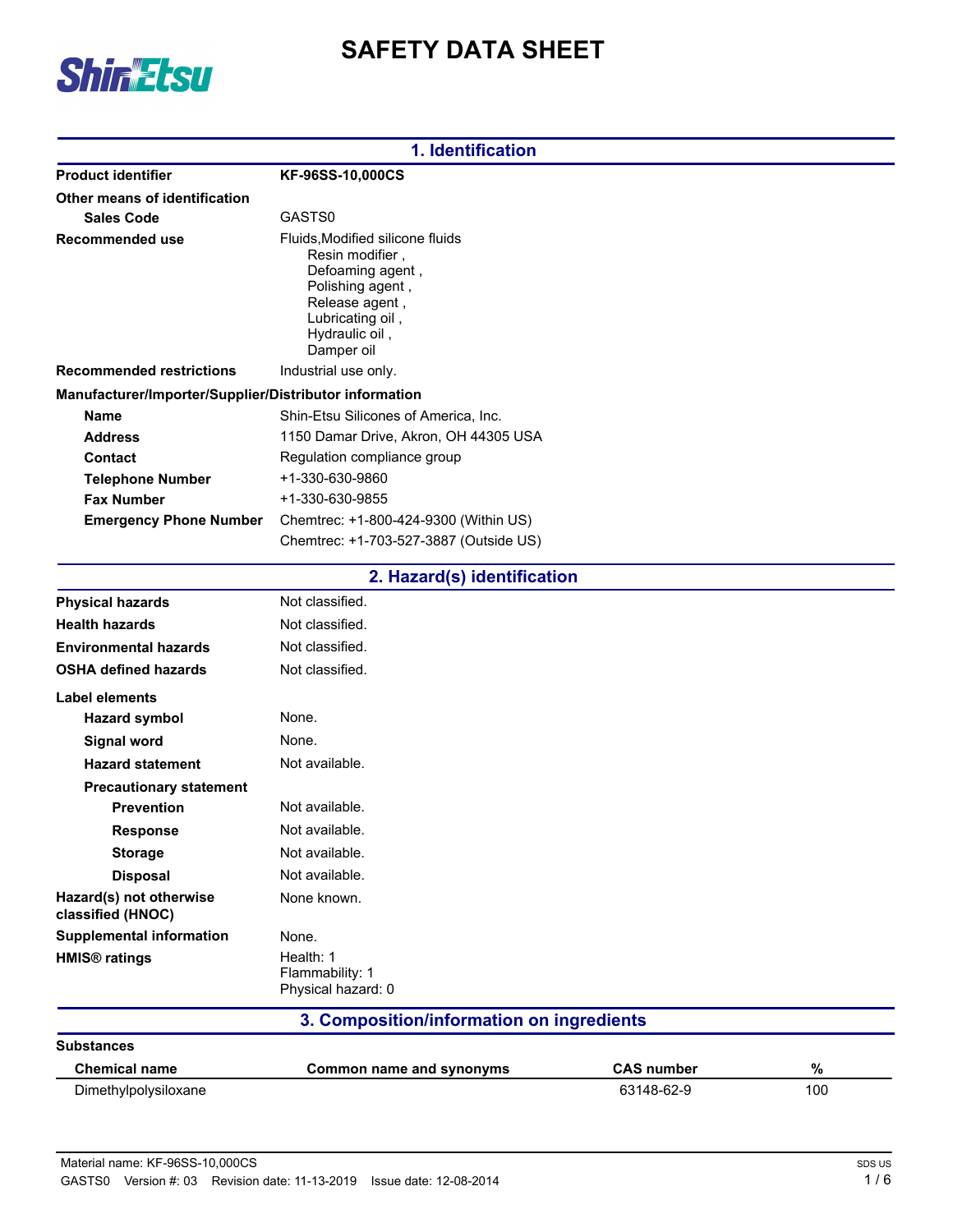# SAFETY DATA SHEET

## 1. Identification

**Product identifier** KF-96SS-10,000CS

**Other means of identification**

**Sales Code** GASTS0

**Recommended use** Fluids,Modified silicone fluids
Resin modifier ,
Defoaming agent ,
Polishing agent ,
Release agent ,
Lubricating oil ,
Hydraulic oil ,
Damper oil

**Recommended restrictions** Industrial use only.

**Manufacturer/Importer/Supplier/Distributor information**

**Name** Shin-Etsu Silicones of America, Inc.

**Address** 1150 Damar Drive, Akron, OH 44305 USA

**Contact** Regulation compliance group

**Telephone Number** +1-330-630-9860

**Fax Number** +1-330-630-9855

**Emergency Phone Number** Chemtrec: +1-800-424-9300 (Within US)
Chemtrec: +1-703-527-3887 (Outside US)

## 2. Hazard(s) identification

**Physical hazards** Not classified.

**Health hazards** Not classified.

**Environmental hazards** Not classified.

**OSHA defined hazards** Not classified.

**Label elements**

**Hazard symbol** None.

**Signal word** None.

**Hazard statement** Not available.

**Precautionary statement**

**Prevention** Not available.

**Response** Not available.

**Storage** Not available.

**Disposal** Not available.

**Hazard(s) not otherwise classified (HNOC)** None known.

**Supplemental information** None.

**HMIS® ratings** Health: 1
Flammability: 1
Physical hazard: 0

## 3. Composition/information on ingredients

**Substances**

| Chemical name | Common name and synonyms | CAS number | % |
|---|---|---|---|
| Dimethylpolysiloxane | | 63148-62-9 | 100 |

Material name: KF-96SS-10,000CS
GASTS0 Version #: 03 Revision date: 11-13-2019 Issue date: 12-08-2014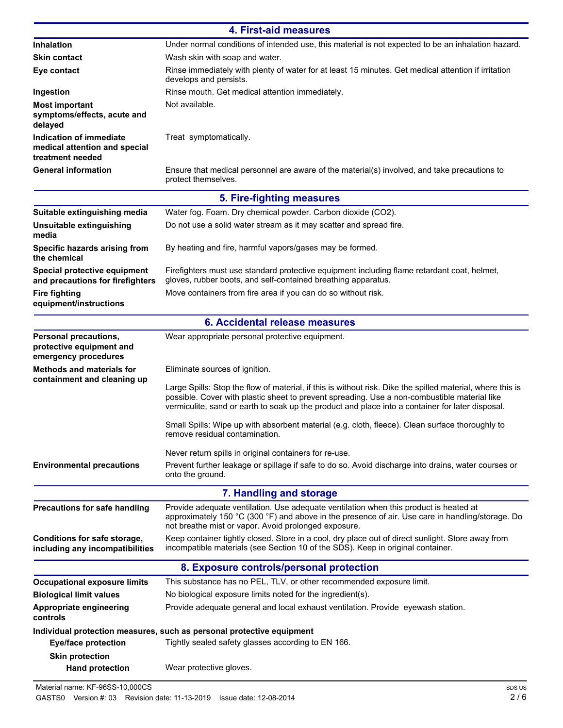## 4. First-aid measures

| | |
|---|---|
| **Inhalation** | Under normal conditions of intended use, this material is not expected to be an inhalation hazard. |
| **Skin contact** | Wash skin with soap and water. |
| **Eye contact** | Rinse immediately with plenty of water for at least 15 minutes. Get medical attention if irritation develops and persists. |
| **Ingestion** | Rinse mouth. Get medical attention immediately. |
| **Most important symptoms/effects, acute and delayed** | Not available. |
| **Indication of immediate medical attention and special treatment needed** | Treat symptomatically. |
| **General information** | Ensure that medical personnel are aware of the material(s) involved, and take precautions to protect themselves. |

## 5. Fire-fighting measures

| | |
|---|---|
| **Suitable extinguishing media** | Water fog. Foam. Dry chemical powder. Carbon dioxide ($CO_2$). |
| **Unsuitable extinguishing media** | Do not use a solid water stream as it may scatter and spread fire. |
| **Specific hazards arising from the chemical** | By heating and fire, harmful vapors/gases may be formed. |
| **Special protective equipment and precautions for firefighters** | Firefighters must use standard protective equipment including flame retardant coat, helmet, gloves, rubber boots, and self-contained breathing apparatus. |
| **Fire fighting equipment/instructions** | Move containers from fire area if you can do so without risk. |

## 6. Accidental release measures

| | |
|---|---|
| **Personal precautions, protective equipment and emergency procedures** | Wear appropriate personal protective equipment. |
| **Methods and materials for containment and cleaning up** | Eliminate sources of ignition.<br><br>Large Spills: Stop the flow of material, if this is without risk. Dike the spilled material, where this is possible. Cover with plastic sheet to prevent spreading. Use a non-combustible material like vermiculite, sand or earth to soak up the product and place into a container for later disposal.<br><br>Small Spills: Wipe up with absorbent material (e.g. cloth, fleece). Clean surface thoroughly to remove residual contamination.<br><br>Never return spills in original containers for re-use. |
| **Environmental precautions** | Prevent further leakage or spillage if safe to do so. Avoid discharge into drains, water courses or onto the ground. |

## 7. Handling and storage

| | |
|---|---|
| **Precautions for safe handling** | Provide adequate ventilation. Use adequate ventilation when this product is heated at approximately 150 °C (300 °F) and above in the presence of air. Use care in handling/storage. Do not breathe mist or vapor. Avoid prolonged exposure. |
| **Conditions for safe storage, including any incompatibilities** | Keep container tightly closed. Store in a cool, dry place out of direct sunlight. Store away from incompatible materials (see Section 10 of the SDS). Keep in original container. |

## 8. Exposure controls/personal protection

| | |
|---|---|
| **Occupational exposure limits** | This substance has no PEL, TLV, or other recommended exposure limit. |
| **Biological limit values** | No biological exposure limits noted for the ingredient(s). |
| **Appropriate engineering controls** | Provide adequate general and local exhaust ventilation. Provide eyewash station. |

**Individual protection measures, such as personal protective equipment**

| | |
|---|---|
| **Eye/face protection** | Tightly sealed safety glasses according to EN 166. |
| **Skin protection** | |
| **Hand protection** | Wear protective gloves. |

Material name: KF-96SS-10,000CS

GASTS0 Version #: 03 Revision date: 11-13-2019 Issue date: 12-08-2014

SDS US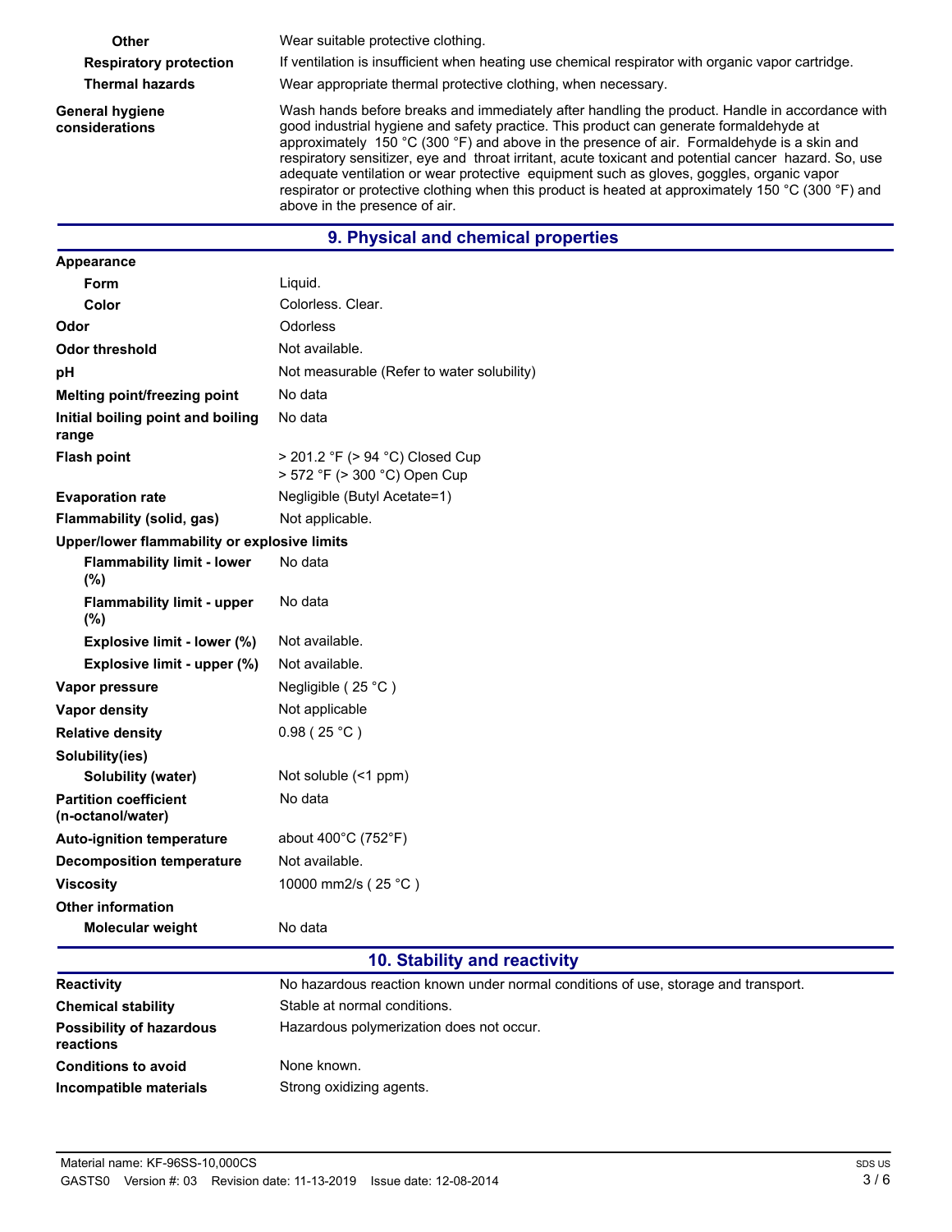| | |
|---|---|
| **Other** | Wear suitable protective clothing. |
| **Respiratory protection** | If ventilation is insufficient when heating use chemical respirator with organic vapor cartridge. |
| **Thermal hazards** | Wear appropriate thermal protective clothing, when necessary. |
| **General hygiene considerations** | Wash hands before breaks and immediately after handling the product. Handle in accordance with good industrial hygiene and safety practice. This product can generate formaldehyde at approximately 150 °C (300 °F) and above in the presence of air. Formaldehyde is a skin and respiratory sensitizer, eye and throat irritant, acute toxicant and potential cancer hazard. So, use adequate ventilation or wear protective equipment such as gloves, goggles, organic vapor respirator or protective clothing when this product is heated at approximately 150 °C (300 °F) and above in the presence of air. |

## 9. Physical and chemical properties

| | |
|---|---|
| **Appearance** | |
| **Form** | Liquid. |
| **Color** | Colorless. Clear. |
| **Odor** | Odorless |
| **Odor threshold** | Not available. |
| **pH** | Not measurable (Refer to water solubility) |
| **Melting point/freezing point** | No data |
| **Initial boiling point and boiling range** | No data |
| **Flash point** | > 201.2 °F (> 94 °C) Closed Cup<br>> 572 °F (> 300 °C) Open Cup |
| **Evaporation rate** | Negligible (Butyl Acetate=1) |
| **Flammability (solid, gas)** | Not applicable. |
| **Upper/lower flammability or explosive limits** | |
| **Flammability limit - lower (%)** | No data |
| **Flammability limit - upper (%)** | No data |
| **Explosive limit - lower (%)** | Not available. |
| **Explosive limit - upper (%)** | Not available. |
| **Vapor pressure** | Negligible ( 25 °C ) |
| **Vapor density** | Not applicable |
| **Relative density** | 0.98 ( 25 °C ) |
| **Solubility(ies)** | |
| **Solubility (water)** | Not soluble (<1 ppm) |
| **Partition coefficient (n-octanol/water)** | No data |
| **Auto-ignition temperature** | about 400°C (752°F) |
| **Decomposition temperature** | Not available. |
| **Viscosity** | 10000 mm2/s ( 25 °C ) |
| **Other information** | |
| **Molecular weight** | No data |

## 10. Stability and reactivity

| | |
|---|---|
| **Reactivity** | No hazardous reaction known under normal conditions of use, storage and transport. |
| **Chemical stability** | Stable at normal conditions. |
| **Possibility of hazardous reactions** | Hazardous polymerization does not occur. |
| **Conditions to avoid** | None known. |
| **Incompatible materials** | Strong oxidizing agents. |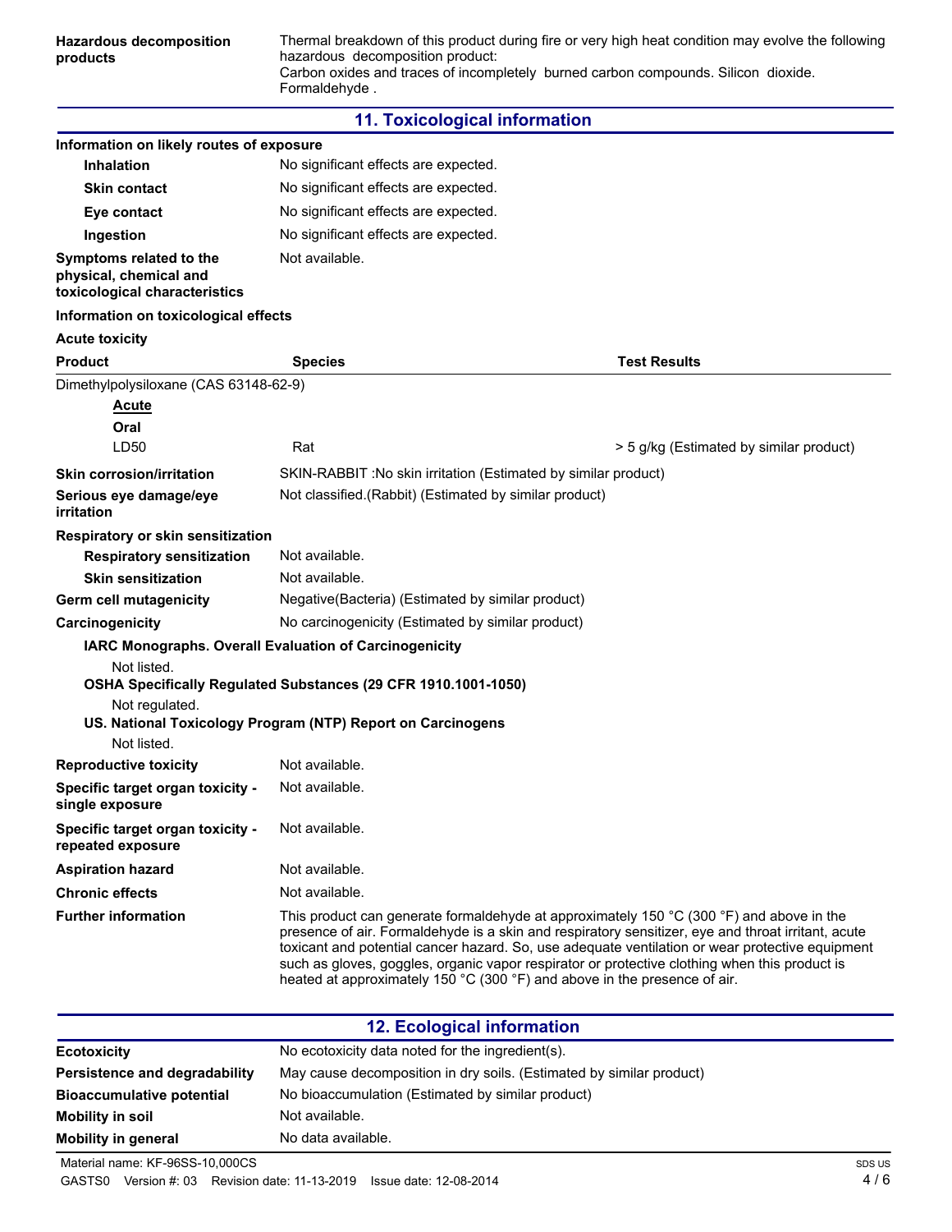**Hazardous decomposition products**

Thermal breakdown of this product during fire or very high heat condition may evolve the following hazardous decomposition product:
Carbon oxides and traces of incompletely burned carbon compounds. Silicon dioxide. Formaldehyde .

## 11. Toxicological information

**Information on likely routes of exposure**

| | |
|---|---|
| **Inhalation** | No significant effects are expected. |
| **Skin contact** | No significant effects are expected. |
| **Eye contact** | No significant effects are expected. |
| **Ingestion** | No significant effects are expected. |
| **Symptoms related to the physical, chemical and toxicological characteristics** | Not available. |

**Information on toxicological effects**

**Acute toxicity**

| Product | Species | Test Results |
|---|---|---|
| Dimethylpolysiloxane (CAS 63148-62-9) | | |
| **Acute** | | |
| **Oral** | | |
| LD50 | Rat | > 5 g/kg (Estimated by similar product) |

| | |
|---|---|
| **Skin corrosion/irritation** | SKIN-RABBIT :No skin irritation (Estimated by similar product) |
| **Serious eye damage/eye irritation** | Not classified.(Rabbit) (Estimated by similar product) |

**Respiratory or skin sensitization**

| | |
|---|---|
| **Respiratory sensitization** | Not available. |
| **Skin sensitization** | Not available. |
| **Germ cell mutagenicity** | Negative(Bacteria) (Estimated by similar product) |
| **Carcinogenicity** | No carcinogenicity (Estimated by similar product) |

**IARC Monographs. Overall Evaluation of Carcinogenicity**

Not listed.

**OSHA Specifically Regulated Substances (29 CFR 1910.1001-1050)**

Not regulated.

**US. National Toxicology Program (NTP) Report on Carcinogens**

Not listed.

| | |
|---|---|
| **Reproductive toxicity** | Not available. |
| **Specific target organ toxicity - single exposure** | Not available. |
| **Specific target organ toxicity - repeated exposure** | Not available. |
| **Aspiration hazard** | Not available. |
| **Chronic effects** | Not available. |
| **Further information** | This product can generate formaldehyde at approximately 150 °C (300 °F) and above in the presence of air. Formaldehyde is a skin and respiratory sensitizer, eye and throat irritant, acute toxicant and potential cancer hazard. So, use adequate ventilation or wear protective equipment such as gloves, goggles, organic vapor respirator or protective clothing when this product is heated at approximately 150 °C (300 °F) and above in the presence of air. |

## 12. Ecological information

| | |
|---|---|
| **Ecotoxicity** | No ecotoxicity data noted for the ingredient(s). |
| **Persistence and degradability** | May cause decomposition in dry soils. (Estimated by similar product) |
| **Bioaccumulative potential** | No bioaccumulation (Estimated by similar product) |
| **Mobility in soil** | Not available. |
| **Mobility in general** | No data available. |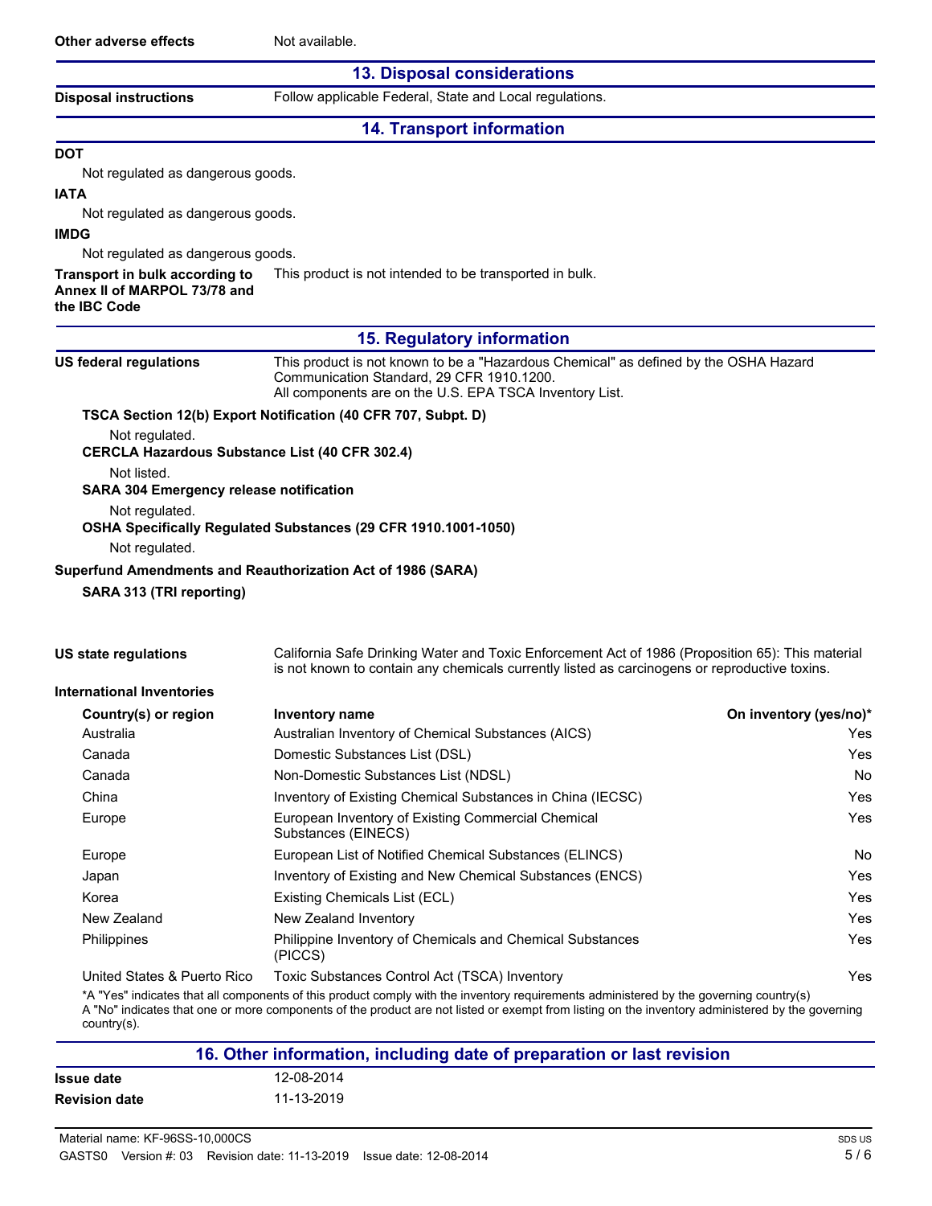**Other adverse effects** Not available.

## 13. Disposal considerations

**Disposal instructions** Follow applicable Federal, State and Local regulations.

## 14. Transport information

**DOT**

Not regulated as dangerous goods.

**IATA**

Not regulated as dangerous goods.

**IMDG**

Not regulated as dangerous goods.

**Transport in bulk according to Annex II of MARPOL 73/78 and the IBC Code** This product is not intended to be transported in bulk.

## 15. Regulatory information

**US federal regulations** This product is not known to be a "Hazardous Chemical" as defined by the OSHA Hazard Communication Standard, 29 CFR 1910.1200.
All components are on the U.S. EPA TSCA Inventory List.

**TSCA Section 12(b) Export Notification (40 CFR 707, Subpt. D)**

Not regulated.

**CERCLA Hazardous Substance List (40 CFR 302.4)**

Not listed.

**SARA 304 Emergency release notification**

Not regulated.

**OSHA Specifically Regulated Substances (29 CFR 1910.1001-1050)**

Not regulated.

**Superfund Amendments and Reauthorization Act of 1986 (SARA)**

**SARA 313 (TRI reporting)**

**US state regulations** California Safe Drinking Water and Toxic Enforcement Act of 1986 (Proposition 65): This material is not known to contain any chemicals currently listed as carcinogens or reproductive toxins.

**International Inventories**

| Country(s) or region | Inventory name | On inventory (yes/no)* |
|---|---|---|
| Australia | Australian Inventory of Chemical Substances (AICS) | Yes |
| Canada | Domestic Substances List (DSL) | Yes |
| Canada | Non-Domestic Substances List (NDSL) | No |
| China | Inventory of Existing Chemical Substances in China (IECSC) | Yes |
| Europe | European Inventory of Existing Commercial Chemical Substances (EINECS) | Yes |
| Europe | European List of Notified Chemical Substances (ELINCS) | No |
| Japan | Inventory of Existing and New Chemical Substances (ENCS) | Yes |
| Korea | Existing Chemicals List (ECL) | Yes |
| New Zealand | New Zealand Inventory | Yes |
| Philippines | Philippine Inventory of Chemicals and Chemical Substances (PICCS) | Yes |
| United States & Puerto Rico | Toxic Substances Control Act (TSCA) Inventory | Yes |

*A "Yes" indicates that all components of this product comply with the inventory requirements administered by the governing country(s)
A "No" indicates that one or more components of the product are not listed or exempt from listing on the inventory administered by the governing country(s).

## 16. Other information, including date of preparation or last revision

**Issue date** 12-08-2014

**Revision date** 11-13-2019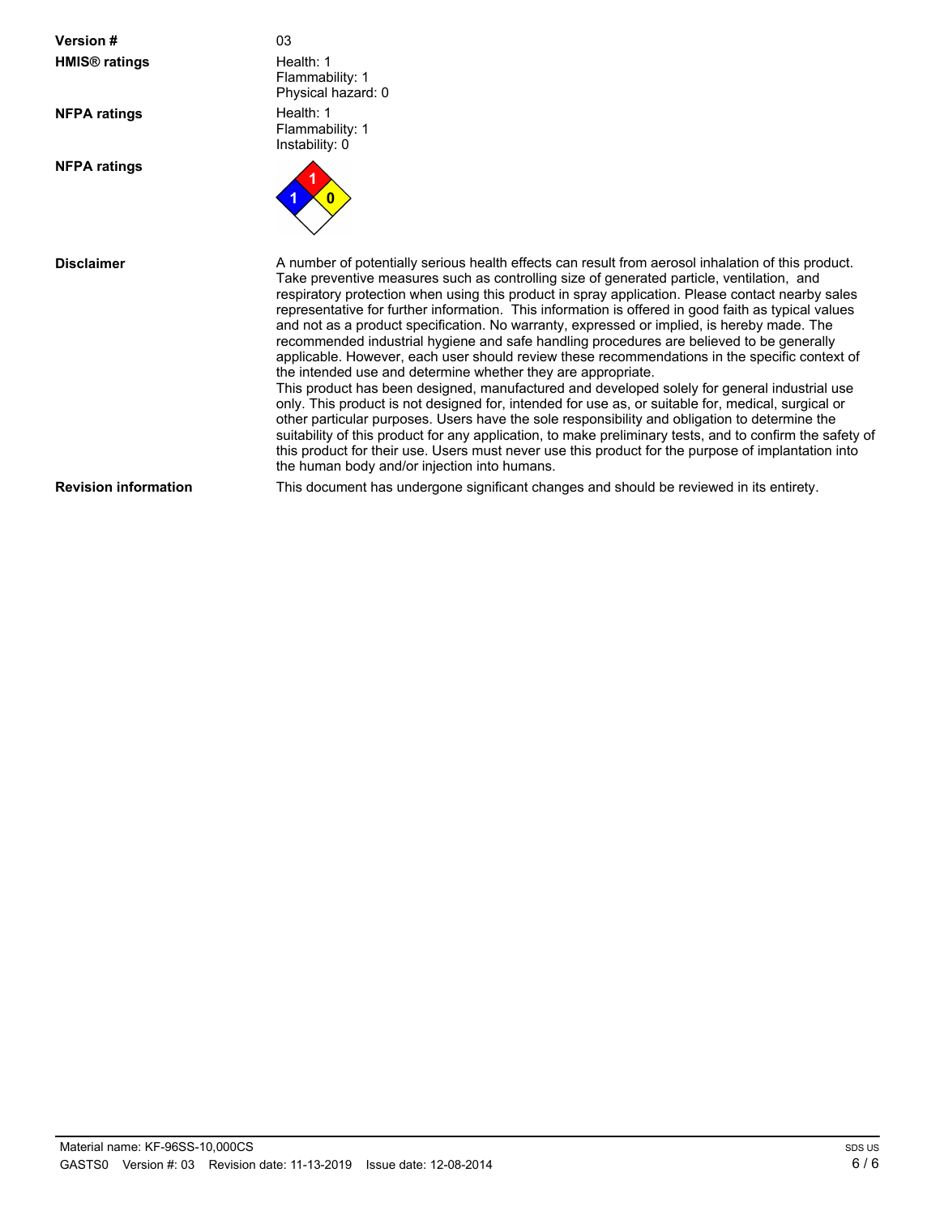**Version #** 03

**HMIS® ratings**
Health: 1
Flammability: 1
Physical hazard: 0

**NFPA ratings**
Health: 1
Flammability: 1
Instability: 0

**NFPA ratings**

1
1 0

**Disclaimer**

A number of potentially serious health effects can result from aerosol inhalation of this product. Take preventive measures such as controlling size of generated particle, ventilation, and respiratory protection when using this product in spray application. Please contact nearby sales representative for further information. This information is offered in good faith as typical values and not as a product specification. No warranty, expressed or implied, is hereby made. The recommended industrial hygiene and safe handling procedures are believed to be generally applicable. However, each user should review these recommendations in the specific context of the intended use and determine whether they are appropriate.
This product has been designed, manufactured and developed solely for general industrial use only. This product is not designed for, intended for use as, or suitable for, medical, surgical or other particular purposes. Users have the sole responsibility and obligation to determine the suitability of this product for any application, to make preliminary tests, and to confirm the safety of this product for their use. Users must never use this product for the purpose of implantation into the human body and/or injection into humans.

**Revision information**

This document has undergone significant changes and should be reviewed in its entirety.